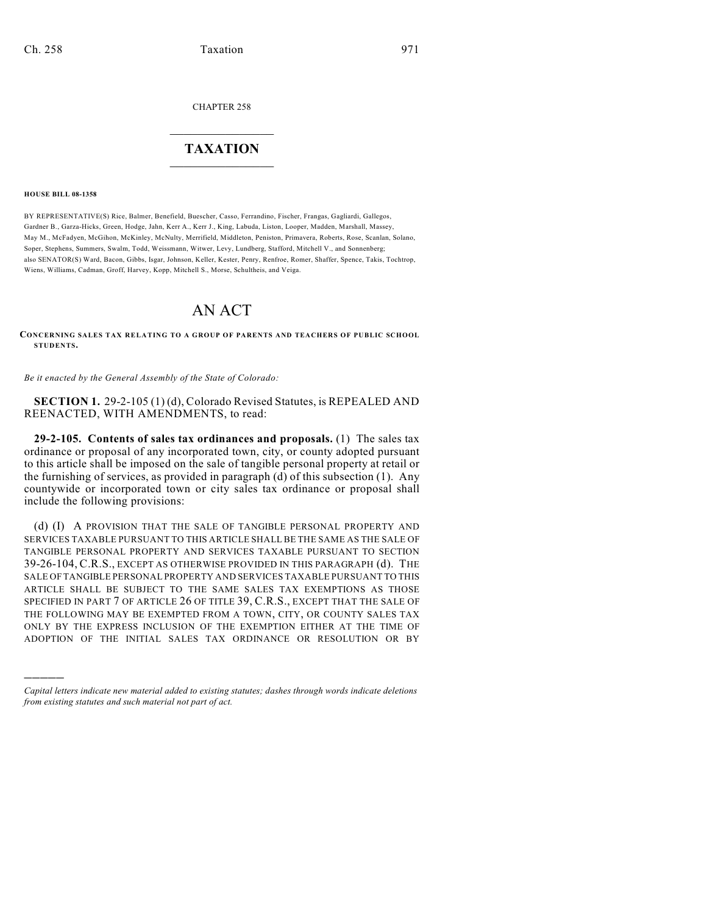CHAPTER 258

# TAXATION

**HOUSE BILL 08-1358**

BY REPRESENTATIVE(S) Rice, Balmer, Benefield, Buescher, Casso, Ferrandino, Fischer, Frangas, Gagliardi, Gallegos, Gardner B., Garza-Hicks, Green, Hodge, Jahn, Kerr A., Kerr J., King, Labuda, Liston, Looper, Madden, Marshall, Massey, May M., McFadyen, McGihon, McKinley, McNulty, Merrifield, Middleton, Peniston, Primavera, Roberts, Rose, Scanlan, Solano, Soper, Stephens, Summers, Swalm, Todd, Weissmann, Witwer, Levy, Lundberg, Stafford, Mitchell V., and Sonnenberg;
also SENATOR(S) Ward, Bacon, Gibbs, Isgar, Johnson, Keller, Kester, Penry, Renfroe, Romer, Shaffer, Spence, Takis, Tochtrop, Wiens, Williams, Cadman, Groff, Harvey, Kopp, Mitchell S., Morse, Schultheis, and Veiga.

# AN ACT

**CONCERNING SALES TAX RELATING TO A GROUP OF PARENTS AND TEACHERS OF PUBLIC SCHOOL STUDENTS.**

*Be it enacted by the General Assembly of the State of Colorado:*

**SECTION 1.** 29-2-105 (1) (d), Colorado Revised Statutes, is REPEALED AND REENACTED, WITH AMENDMENTS, to read:

**29-2-105. Contents of sales tax ordinances and proposals.** (1) The sales tax ordinance or proposal of any incorporated town, city, or county adopted pursuant to this article shall be imposed on the sale of tangible personal property at retail or the furnishing of services, as provided in paragraph (d) of this subsection (1). Any countywide or incorporated town or city sales tax ordinance or proposal shall include the following provisions:

(d) (I) A PROVISION THAT THE SALE OF TANGIBLE PERSONAL PROPERTY AND SERVICES TAXABLE PURSUANT TO THIS ARTICLE SHALL BE THE SAME AS THE SALE OF TANGIBLE PERSONAL PROPERTY AND SERVICES TAXABLE PURSUANT TO SECTION 39-26-104, C.R.S., EXCEPT AS OTHERWISE PROVIDED IN THIS PARAGRAPH (d). THE SALE OF TANGIBLE PERSONAL PROPERTY AND SERVICES TAXABLE PURSUANT TO THIS ARTICLE SHALL BE SUBJECT TO THE SAME SALES TAX EXEMPTIONS AS THOSE SPECIFIED IN PART 7 OF ARTICLE 26 OF TITLE 39, C.R.S., EXCEPT THAT THE SALE OF THE FOLLOWING MAY BE EXEMPTED FROM A TOWN, CITY, OR COUNTY SALES TAX ONLY BY THE EXPRESS INCLUSION OF THE EXEMPTION EITHER AT THE TIME OF ADOPTION OF THE INITIAL SALES TAX ORDINANCE OR RESOLUTION OR BY

———

*Capital letters indicate new material added to existing statutes; dashes through words indicate deletions from existing statutes and such material not part of act.*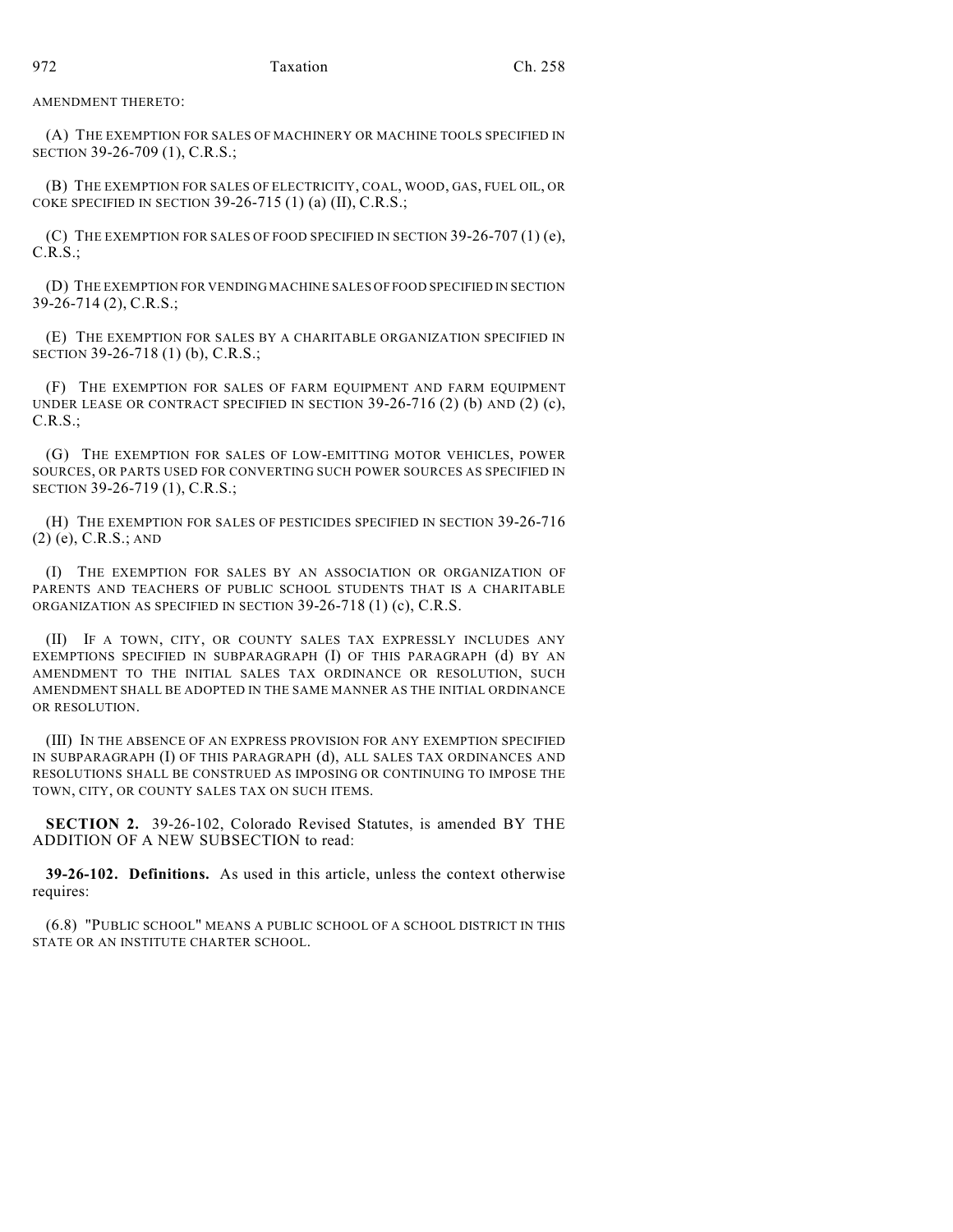AMENDMENT THERETO:

(A) THE EXEMPTION FOR SALES OF MACHINERY OR MACHINE TOOLS SPECIFIED IN SECTION 39-26-709 (1), C.R.S.;

(B) THE EXEMPTION FOR SALES OF ELECTRICITY, COAL, WOOD, GAS, FUEL OIL, OR COKE SPECIFIED IN SECTION 39-26-715 (1) (a) (II), C.R.S.;

(C) THE EXEMPTION FOR SALES OF FOOD SPECIFIED IN SECTION 39-26-707 (1) (e), C.R.S.;

(D) THE EXEMPTION FOR VENDING MACHINE SALES OF FOOD SPECIFIED IN SECTION 39-26-714 (2), C.R.S.;

(E) THE EXEMPTION FOR SALES BY A CHARITABLE ORGANIZATION SPECIFIED IN SECTION 39-26-718 (1) (b), C.R.S.;

(F) THE EXEMPTION FOR SALES OF FARM EQUIPMENT AND FARM EQUIPMENT UNDER LEASE OR CONTRACT SPECIFIED IN SECTION 39-26-716 (2) (b) AND (2) (c), C.R.S.;

(G) THE EXEMPTION FOR SALES OF LOW-EMITTING MOTOR VEHICLES, POWER SOURCES, OR PARTS USED FOR CONVERTING SUCH POWER SOURCES AS SPECIFIED IN SECTION 39-26-719 (1), C.R.S.;

(H) THE EXEMPTION FOR SALES OF PESTICIDES SPECIFIED IN SECTION 39-26-716 (2) (e), C.R.S.; AND

(I) THE EXEMPTION FOR SALES BY AN ASSOCIATION OR ORGANIZATION OF PARENTS AND TEACHERS OF PUBLIC SCHOOL STUDENTS THAT IS A CHARITABLE ORGANIZATION AS SPECIFIED IN SECTION 39-26-718 (1) (c), C.R.S.

(II) IF A TOWN, CITY, OR COUNTY SALES TAX EXPRESSLY INCLUDES ANY EXEMPTIONS SPECIFIED IN SUBPARAGRAPH (I) OF THIS PARAGRAPH (d) BY AN AMENDMENT TO THE INITIAL SALES TAX ORDINANCE OR RESOLUTION, SUCH AMENDMENT SHALL BE ADOPTED IN THE SAME MANNER AS THE INITIAL ORDINANCE OR RESOLUTION.

(III) IN THE ABSENCE OF AN EXPRESS PROVISION FOR ANY EXEMPTION SPECIFIED IN SUBPARAGRAPH (I) OF THIS PARAGRAPH (d), ALL SALES TAX ORDINANCES AND RESOLUTIONS SHALL BE CONSTRUED AS IMPOSING OR CONTINUING TO IMPOSE THE TOWN, CITY, OR COUNTY SALES TAX ON SUCH ITEMS.

**SECTION 2.** 39-26-102, Colorado Revised Statutes, is amended BY THE ADDITION OF A NEW SUBSECTION to read:

**39-26-102. Definitions.** As used in this article, unless the context otherwise requires:

(6.8) "PUBLIC SCHOOL" MEANS A PUBLIC SCHOOL OF A SCHOOL DISTRICT IN THIS STATE OR AN INSTITUTE CHARTER SCHOOL.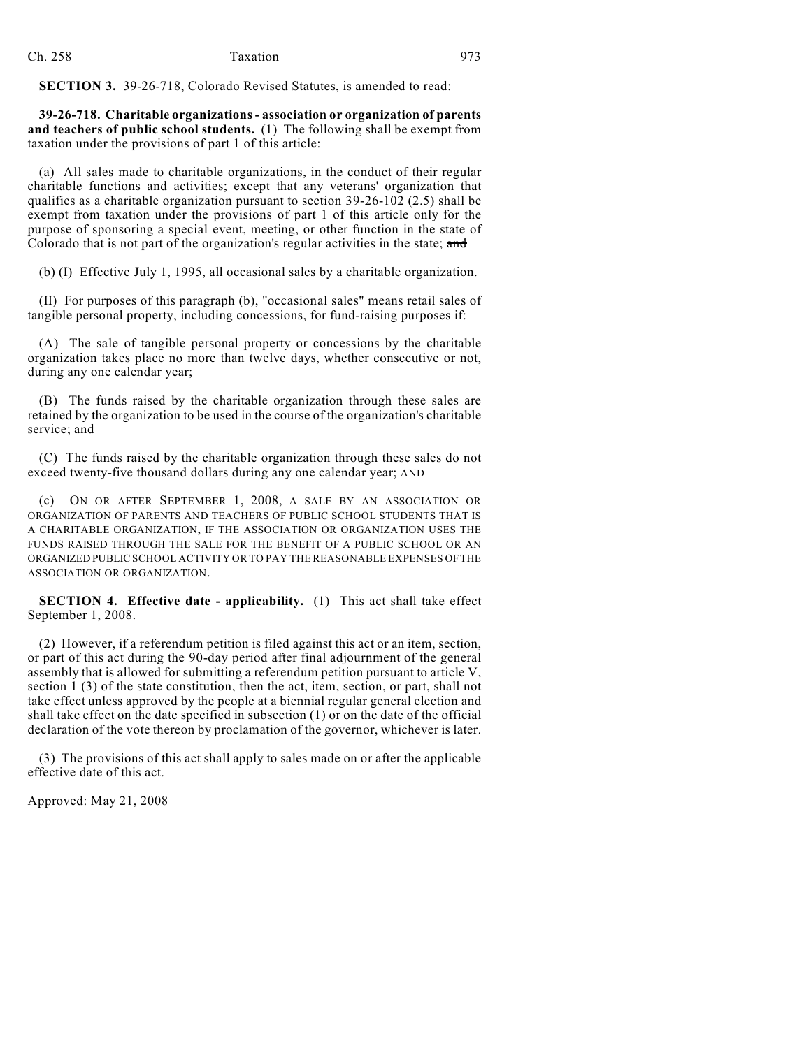**SECTION 3.** 39-26-718, Colorado Revised Statutes, is amended to read:

**39-26-718. Charitable organizations - association or organization of parents and teachers of public school students.** (1) The following shall be exempt from taxation under the provisions of part 1 of this article:

(a) All sales made to charitable organizations, in the conduct of their regular charitable functions and activities; except that any veterans' organization that qualifies as a charitable organization pursuant to section 39-26-102 (2.5) shall be exempt from taxation under the provisions of part 1 of this article only for the purpose of sponsoring a special event, meeting, or other function in the state of Colorado that is not part of the organization's regular activities in the state; ~~and~~

(b) (I) Effective July 1, 1995, all occasional sales by a charitable organization.

(II) For purposes of this paragraph (b), "occasional sales" means retail sales of tangible personal property, including concessions, for fund-raising purposes if:

(A) The sale of tangible personal property or concessions by the charitable organization takes place no more than twelve days, whether consecutive or not, during any one calendar year;

(B) The funds raised by the charitable organization through these sales are retained by the organization to be used in the course of the organization's charitable service; and

(C) The funds raised by the charitable organization through these sales do not exceed twenty-five thousand dollars during any one calendar year; AND

(c) ON OR AFTER SEPTEMBER 1, 2008, A SALE BY AN ASSOCIATION OR ORGANIZATION OF PARENTS AND TEACHERS OF PUBLIC SCHOOL STUDENTS THAT IS A CHARITABLE ORGANIZATION, IF THE ASSOCIATION OR ORGANIZATION USES THE FUNDS RAISED THROUGH THE SALE FOR THE BENEFIT OF A PUBLIC SCHOOL OR AN ORGANIZED PUBLIC SCHOOL ACTIVITY OR TO PAY THE REASONABLE EXPENSES OF THE ASSOCIATION OR ORGANIZATION.

**SECTION 4. Effective date - applicability.** (1) This act shall take effect September 1, 2008.

(2) However, if a referendum petition is filed against this act or an item, section, or part of this act during the 90-day period after final adjournment of the general assembly that is allowed for submitting a referendum petition pursuant to article V, section 1 (3) of the state constitution, then the act, item, section, or part, shall not take effect unless approved by the people at a biennial regular general election and shall take effect on the date specified in subsection (1) or on the date of the official declaration of the vote thereon by proclamation of the governor, whichever is later.

(3) The provisions of this act shall apply to sales made on or after the applicable effective date of this act.

Approved: May 21, 2008